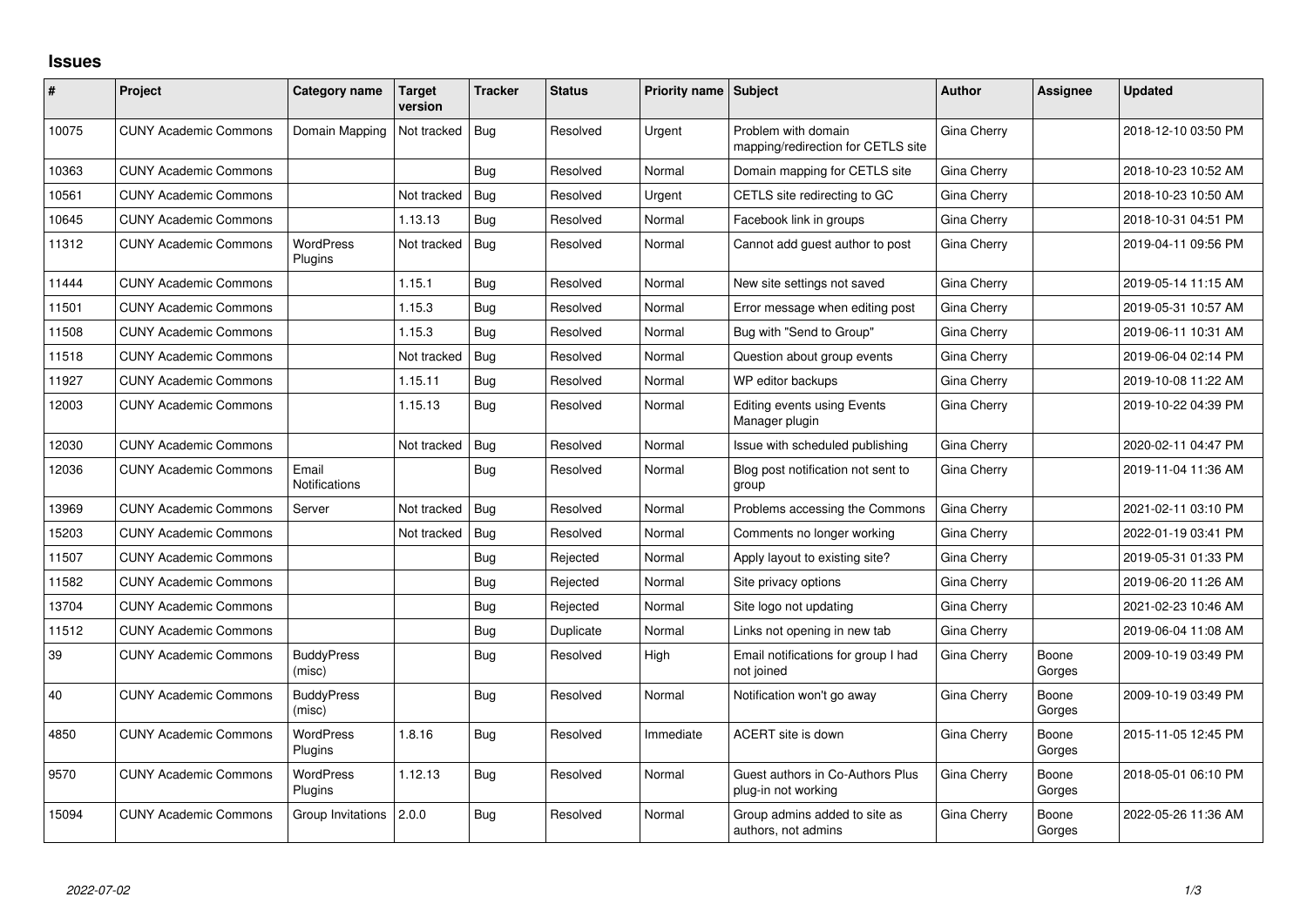# Issues

| # | Project | Category name | Target version | Tracker | Status | Priority name | Subject | Author | Assignee | Updated |
|---|---|---|---|---|---|---|---|---|---|---|
| 10075 | CUNY Academic Commons | Domain Mapping | Not tracked | Bug | Resolved | Urgent | Problem with domain mapping/redirection for CETLS site | Gina Cherry | | 2018-12-10 03:50 PM |
| 10363 | CUNY Academic Commons | | | Bug | Resolved | Normal | Domain mapping for CETLS site | Gina Cherry | | 2018-10-23 10:52 AM |
| 10561 | CUNY Academic Commons | | Not tracked | Bug | Resolved | Urgent | CETLS site redirecting to GC | Gina Cherry | | 2018-10-23 10:50 AM |
| 10645 | CUNY Academic Commons | | 1.13.13 | Bug | Resolved | Normal | Facebook link in groups | Gina Cherry | | 2018-10-31 04:51 PM |
| 11312 | CUNY Academic Commons | WordPress Plugins | Not tracked | Bug | Resolved | Normal | Cannot add guest author to post | Gina Cherry | | 2019-04-11 09:56 PM |
| 11444 | CUNY Academic Commons | | 1.15.1 | Bug | Resolved | Normal | New site settings not saved | Gina Cherry | | 2019-05-14 11:15 AM |
| 11501 | CUNY Academic Commons | | 1.15.3 | Bug | Resolved | Normal | Error message when editing post | Gina Cherry | | 2019-05-31 10:57 AM |
| 11508 | CUNY Academic Commons | | 1.15.3 | Bug | Resolved | Normal | Bug with "Send to Group" | Gina Cherry | | 2019-06-11 10:31 AM |
| 11518 | CUNY Academic Commons | | Not tracked | Bug | Resolved | Normal | Question about group events | Gina Cherry | | 2019-06-04 02:14 PM |
| 11927 | CUNY Academic Commons | | 1.15.11 | Bug | Resolved | Normal | WP editor backups | Gina Cherry | | 2019-10-08 11:22 AM |
| 12003 | CUNY Academic Commons | | 1.15.13 | Bug | Resolved | Normal | Editing events using Events Manager plugin | Gina Cherry | | 2019-10-22 04:39 PM |
| 12030 | CUNY Academic Commons | | Not tracked | Bug | Resolved | Normal | Issue with scheduled publishing | Gina Cherry | | 2020-02-11 04:47 PM |
| 12036 | CUNY Academic Commons | Email Notifications | | Bug | Resolved | Normal | Blog post notification not sent to group | Gina Cherry | | 2019-11-04 11:36 AM |
| 13969 | CUNY Academic Commons | Server | Not tracked | Bug | Resolved | Normal | Problems accessing the Commons | Gina Cherry | | 2021-02-11 03:10 PM |
| 15203 | CUNY Academic Commons | | Not tracked | Bug | Resolved | Normal | Comments no longer working | Gina Cherry | | 2022-01-19 03:41 PM |
| 11507 | CUNY Academic Commons | | | Bug | Rejected | Normal | Apply layout to existing site? | Gina Cherry | | 2019-05-31 01:33 PM |
| 11582 | CUNY Academic Commons | | | Bug | Rejected | Normal | Site privacy options | Gina Cherry | | 2019-06-20 11:26 AM |
| 13704 | CUNY Academic Commons | | | Bug | Rejected | Normal | Site logo not updating | Gina Cherry | | 2021-02-23 10:46 AM |
| 11512 | CUNY Academic Commons | | | Bug | Duplicate | Normal | Links not opening in new tab | Gina Cherry | | 2019-06-04 11:08 AM |
| 39 | CUNY Academic Commons | BuddyPress (misc) | | Bug | Resolved | High | Email notifications for group I had not joined | Gina Cherry | Boone Gorges | 2009-10-19 03:49 PM |
| 40 | CUNY Academic Commons | BuddyPress (misc) | | Bug | Resolved | Normal | Notification won't go away | Gina Cherry | Boone Gorges | 2009-10-19 03:49 PM |
| 4850 | CUNY Academic Commons | WordPress Plugins | 1.8.16 | Bug | Resolved | Immediate | ACERT site is down | Gina Cherry | Boone Gorges | 2015-11-05 12:45 PM |
| 9570 | CUNY Academic Commons | WordPress Plugins | 1.12.13 | Bug | Resolved | Normal | Guest authors in Co-Authors Plus plug-in not working | Gina Cherry | Boone Gorges | 2018-05-01 06:10 PM |
| 15094 | CUNY Academic Commons | Group Invitations | 2.0.0 | Bug | Resolved | Normal | Group admins added to site as authors, not admins | Gina Cherry | Boone Gorges | 2022-05-26 11:36 AM |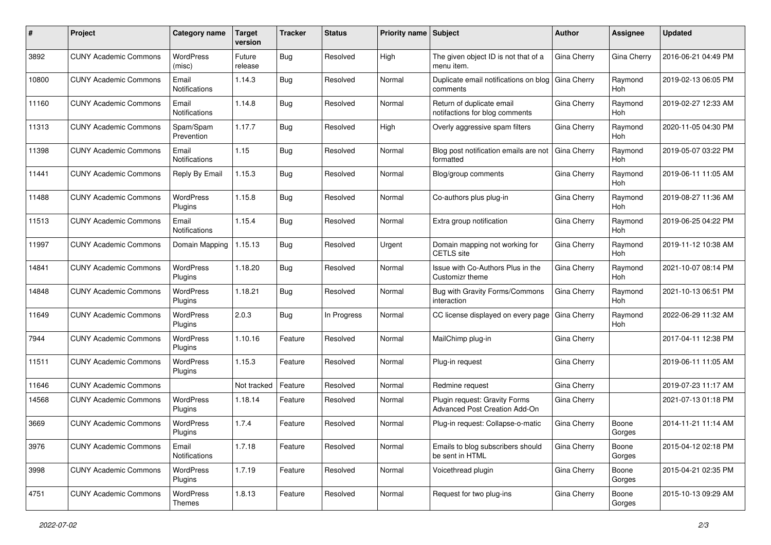| # | Project | Category name | Target version | Tracker | Status | Priority name | Subject | Author | Assignee | Updated |
|---|---|---|---|---|---|---|---|---|---|---|
| 3892 | CUNY Academic Commons | WordPress (misc) | Future release | Bug | Resolved | High | The given object ID is not that of a menu item. | Gina Cherry | Gina Cherry | 2016-06-21 04:49 PM |
| 10800 | CUNY Academic Commons | Email Notifications | 1.14.3 | Bug | Resolved | Normal | Duplicate email notifications on blog comments | Gina Cherry | Raymond Hoh | 2019-02-13 06:05 PM |
| 11160 | CUNY Academic Commons | Email Notifications | 1.14.8 | Bug | Resolved | Normal | Return of duplicate email notifactions for blog comments | Gina Cherry | Raymond Hoh | 2019-02-27 12:33 AM |
| 11313 | CUNY Academic Commons | Spam/Spam Prevention | 1.17.7 | Bug | Resolved | High | Overly aggressive spam filters | Gina Cherry | Raymond Hoh | 2020-11-05 04:30 PM |
| 11398 | CUNY Academic Commons | Email Notifications | 1.15 | Bug | Resolved | Normal | Blog post notification emails are not formatted | Gina Cherry | Raymond Hoh | 2019-05-07 03:22 PM |
| 11441 | CUNY Academic Commons | Reply By Email | 1.15.3 | Bug | Resolved | Normal | Blog/group comments | Gina Cherry | Raymond Hoh | 2019-06-11 11:05 AM |
| 11488 | CUNY Academic Commons | WordPress Plugins | 1.15.8 | Bug | Resolved | Normal | Co-authors plus plug-in | Gina Cherry | Raymond Hoh | 2019-08-27 11:36 AM |
| 11513 | CUNY Academic Commons | Email Notifications | 1.15.4 | Bug | Resolved | Normal | Extra group notification | Gina Cherry | Raymond Hoh | 2019-06-25 04:22 PM |
| 11997 | CUNY Academic Commons | Domain Mapping | 1.15.13 | Bug | Resolved | Urgent | Domain mapping not working for CETLS site | Gina Cherry | Raymond Hoh | 2019-11-12 10:38 AM |
| 14841 | CUNY Academic Commons | WordPress Plugins | 1.18.20 | Bug | Resolved | Normal | Issue with Co-Authors Plus in the Customizr theme | Gina Cherry | Raymond Hoh | 2021-10-07 08:14 PM |
| 14848 | CUNY Academic Commons | WordPress Plugins | 1.18.21 | Bug | Resolved | Normal | Bug with Gravity Forms/Commons interaction | Gina Cherry | Raymond Hoh | 2021-10-13 06:51 PM |
| 11649 | CUNY Academic Commons | WordPress Plugins | 2.0.3 | Bug | In Progress | Normal | CC license displayed on every page | Gina Cherry | Raymond Hoh | 2022-06-29 11:32 AM |
| 7944 | CUNY Academic Commons | WordPress Plugins | 1.10.16 | Feature | Resolved | Normal | MailChimp plug-in | Gina Cherry | | 2017-04-11 12:38 PM |
| 11511 | CUNY Academic Commons | WordPress Plugins | 1.15.3 | Feature | Resolved | Normal | Plug-in request | Gina Cherry | | 2019-06-11 11:05 AM |
| 11646 | CUNY Academic Commons | | Not tracked | Feature | Resolved | Normal | Redmine request | Gina Cherry | | 2019-07-23 11:17 AM |
| 14568 | CUNY Academic Commons | WordPress Plugins | 1.18.14 | Feature | Resolved | Normal | Plugin request: Gravity Forms Advanced Post Creation Add-On | Gina Cherry | | 2021-07-13 01:18 PM |
| 3669 | CUNY Academic Commons | WordPress Plugins | 1.7.4 | Feature | Resolved | Normal | Plug-in request: Collapse-o-matic | Gina Cherry | Boone Gorges | 2014-11-21 11:14 AM |
| 3976 | CUNY Academic Commons | Email Notifications | 1.7.18 | Feature | Resolved | Normal | Emails to blog subscribers should be sent in HTML | Gina Cherry | Boone Gorges | 2015-04-12 02:18 PM |
| 3998 | CUNY Academic Commons | WordPress Plugins | 1.7.19 | Feature | Resolved | Normal | Voicethread plugin | Gina Cherry | Boone Gorges | 2015-04-21 02:35 PM |
| 4751 | CUNY Academic Commons | WordPress Themes | 1.8.13 | Feature | Resolved | Normal | Request for two plug-ins | Gina Cherry | Boone Gorges | 2015-10-13 09:29 AM |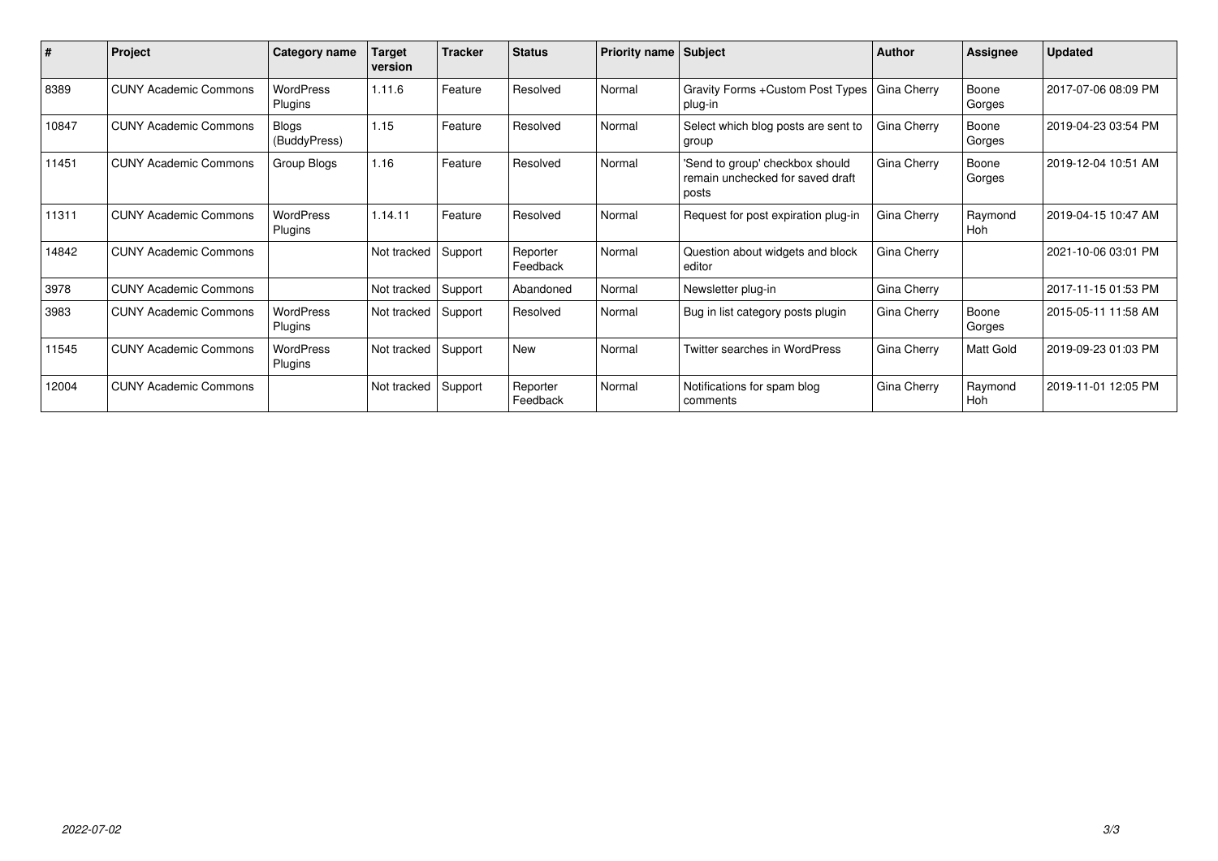| # | Project | Category name | Target version | Tracker | Status | Priority name | Subject | Author | Assignee | Updated |
|---|---|---|---|---|---|---|---|---|---|---|
| 8389 | CUNY Academic Commons | WordPress Plugins | 1.11.6 | Feature | Resolved | Normal | Gravity Forms +Custom Post Types plug-in | Gina Cherry | Boone Gorges | 2017-07-06 08:09 PM |
| 10847 | CUNY Academic Commons | Blogs (BuddyPress) | 1.15 | Feature | Resolved | Normal | Select which blog posts are sent to group | Gina Cherry | Boone Gorges | 2019-04-23 03:54 PM |
| 11451 | CUNY Academic Commons | Group Blogs | 1.16 | Feature | Resolved | Normal | 'Send to group' checkbox should remain unchecked for saved draft posts | Gina Cherry | Boone Gorges | 2019-12-04 10:51 AM |
| 11311 | CUNY Academic Commons | WordPress Plugins | 1.14.11 | Feature | Resolved | Normal | Request for post expiration plug-in | Gina Cherry | Raymond Hoh | 2019-04-15 10:47 AM |
| 14842 | CUNY Academic Commons | | Not tracked | Support | Reporter Feedback | Normal | Question about widgets and block editor | Gina Cherry | | 2021-10-06 03:01 PM |
| 3978 | CUNY Academic Commons | | Not tracked | Support | Abandoned | Normal | Newsletter plug-in | Gina Cherry | | 2017-11-15 01:53 PM |
| 3983 | CUNY Academic Commons | WordPress Plugins | Not tracked | Support | Resolved | Normal | Bug in list category posts plugin | Gina Cherry | Boone Gorges | 2015-05-11 11:58 AM |
| 11545 | CUNY Academic Commons | WordPress Plugins | Not tracked | Support | New | Normal | Twitter searches in WordPress | Gina Cherry | Matt Gold | 2019-09-23 01:03 PM |
| 12004 | CUNY Academic Commons | | Not tracked | Support | Reporter Feedback | Normal | Notifications for spam blog comments | Gina Cherry | Raymond Hoh | 2019-11-01 12:05 PM |